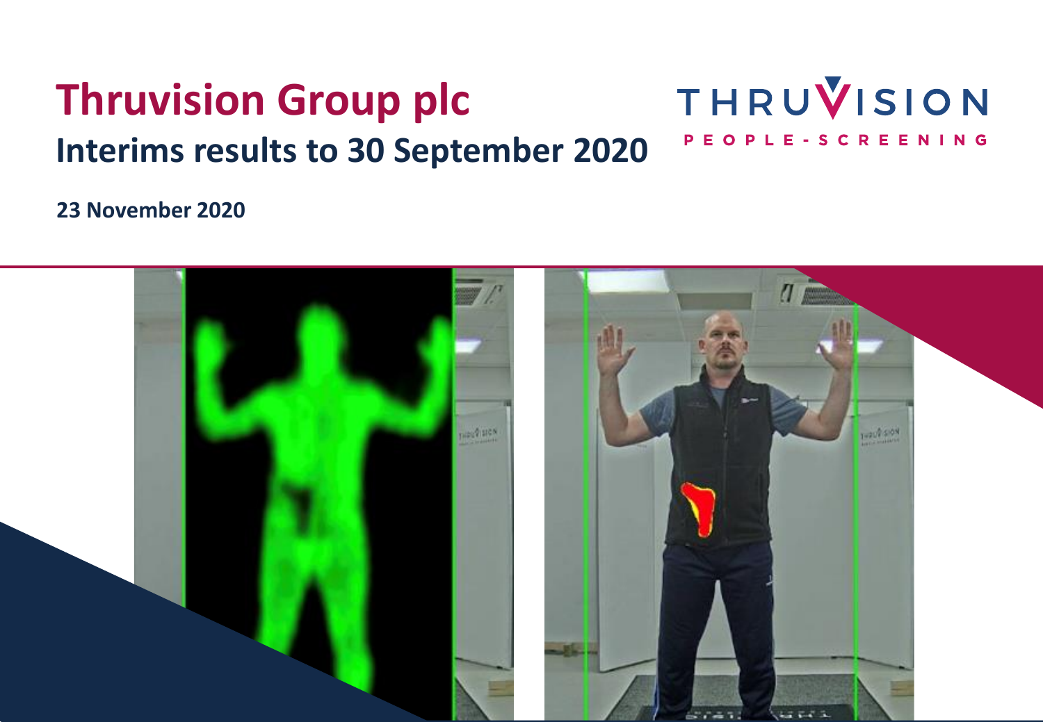# Thruvision Group plc

## Interims results to 30 September 2020

THRUVISION
PEOPLE-SCREENING

**23 November 2020**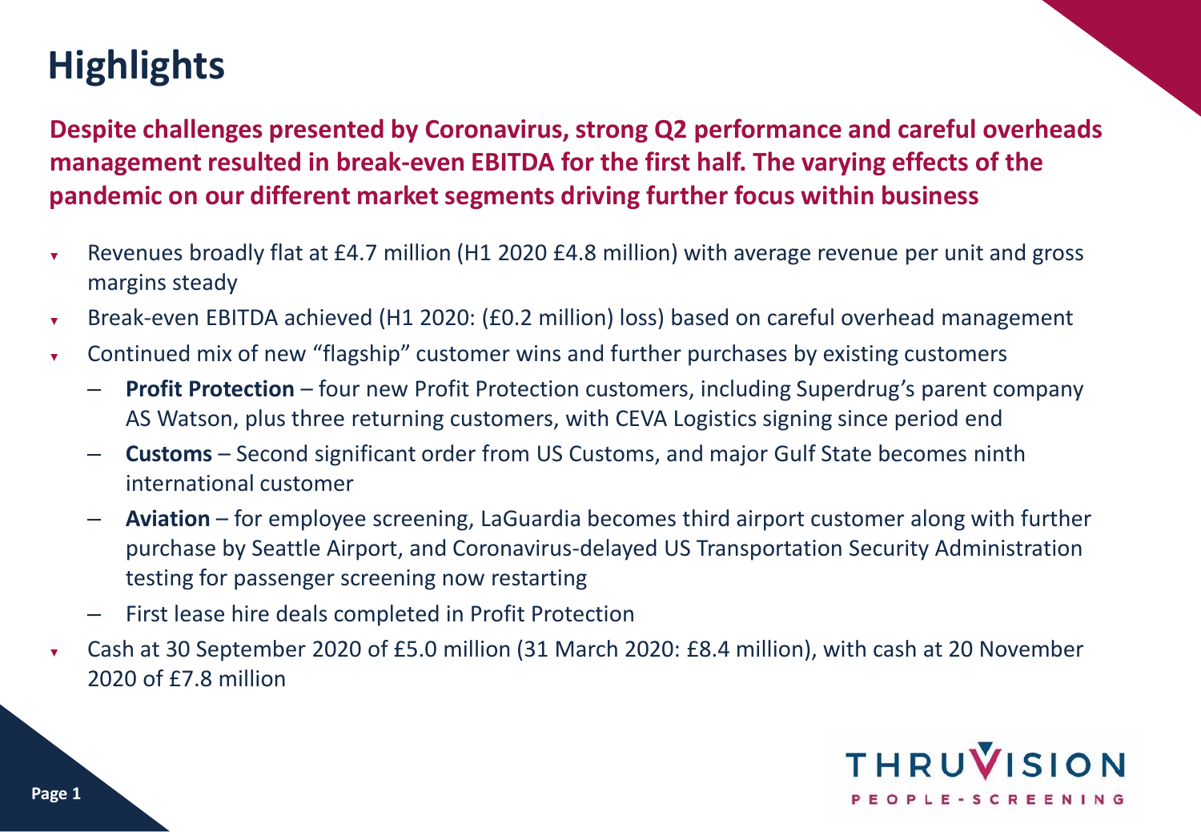# Highlights

**Despite challenges presented by Coronavirus, strong Q2 performance and careful overheads management resulted in break-even EBITDA for the first half. The varying effects of the pandemic on our different market segments driving further focus within business**

- Revenues broadly flat at £4.7 million (H1 2020 £4.8 million) with average revenue per unit and gross margins steady
- Break-even EBITDA achieved (H1 2020: (£0.2 million) loss) based on careful overhead management
- Continued mix of new "flagship" customer wins and further purchases by existing customers
  - **Profit Protection** – four new Profit Protection customers, including Superdrug's parent company AS Watson, plus three returning customers, with CEVA Logistics signing since period end
  - **Customs** – Second significant order from US Customs, and major Gulf State becomes ninth international customer
  - **Aviation** – for employee screening, LaGuardia becomes third airport customer along with further purchase by Seattle Airport, and Coronavirus-delayed US Transportation Security Administration testing for passenger screening now restarting
  - First lease hire deals completed in Profit Protection
- Cash at 30 September 2020 of £5.0 million (31 March 2020: £8.4 million), with cash at 20 November 2020 of £7.8 million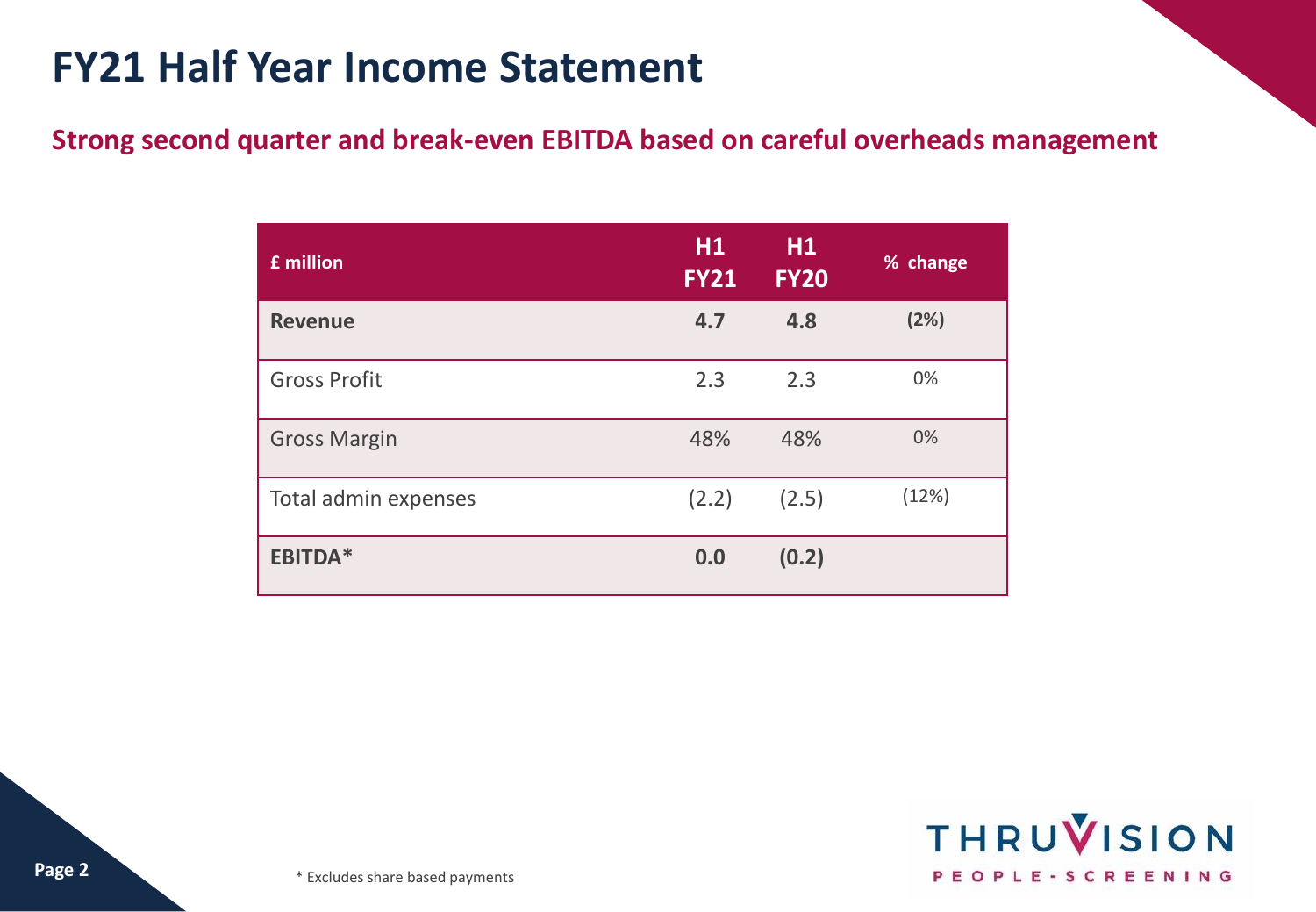# FY21 Half Year Income Statement

## Strong second quarter and break-even EBITDA based on careful overheads management

| £ million | H1 FY21 | H1 FY20 | % change |
|---|---|---|---|
| **Revenue** | **4.7** | **4.8** | **(2%)** |
| Gross Profit | 2.3 | 2.3 | 0% |
| Gross Margin | 48% | 48% | 0% |
| Total admin expenses | (2.2) | (2.5) | (12%) |
| **EBITDA*** | **0.0** | **(0.2)** | |

\* Excludes share based payments

THRUVISION
PEOPLE-SCREENING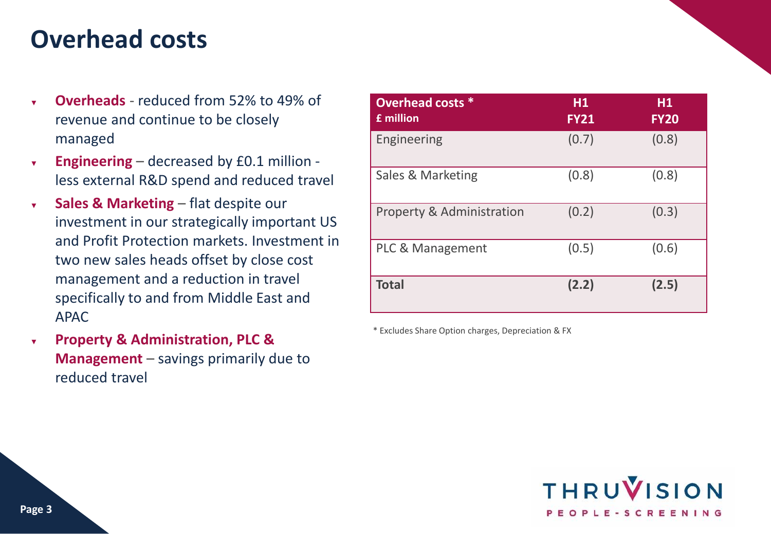# Overhead costs

- **Overheads** - reduced from 52% to 49% of revenue and continue to be closely managed
- **Engineering** – decreased by £0.1 million - less external R&D spend and reduced travel
- **Sales & Marketing** – flat despite our investment in our strategically important US and Profit Protection markets. Investment in two new sales heads offset by close cost management and a reduction in travel specifically to and from Middle East and APAC
- **Property & Administration, PLC & Management** – savings primarily due to reduced travel

| Overhead costs * £ million | H1 FY21 | H1 FY20 |
|---|---|---|
| Engineering | (0.7) | (0.8) |
| Sales & Marketing | (0.8) | (0.8) |
| Property & Administration | (0.2) | (0.3) |
| PLC & Management | (0.5) | (0.6) |
| **Total** | **(2.2)** | **(2.5)** |

* Excludes Share Option charges, Depreciation & FX

THRUVISION PEOPLE-SCREENING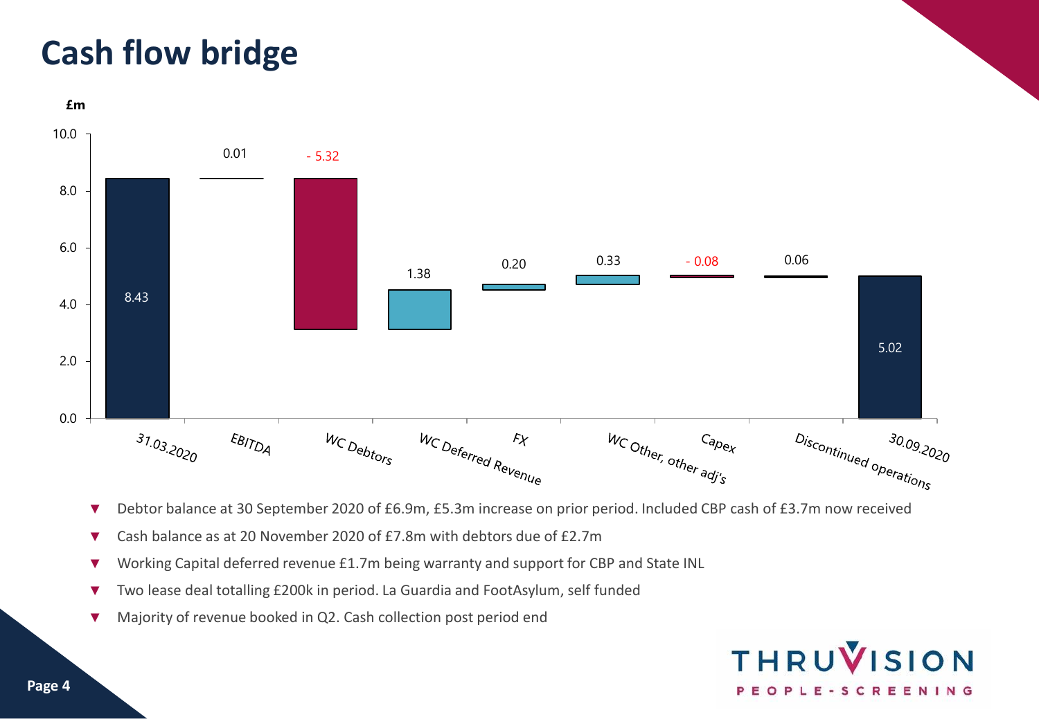# Cash flow bridge

£m

| | 31.03.2020 | EBITDA | WC Debtors | WC Deferred Revenue | FX | WC Other, other adj's | Capex | Discontinued operations | 30.09.2020 |
|---|---|---|---|---|---|---|---|---|---|
| £m | 8.43 | 0.01 | - 5.32 | 1.38 | 0.20 | 0.33 | - 0.08 | 0.06 | 5.02 |

- Debtor balance at 30 September 2020 of £6.9m, £5.3m increase on prior period. Included CBP cash of £3.7m now received
- Cash balance as at 20 November 2020 of £7.8m with debtors due of £2.7m
- Working Capital deferred revenue £1.7m being warranty and support for CBP and State INL
- Two lease deal totalling £200k in period. La Guardia and FootAsylum, self funded
- Majority of revenue booked in Q2. Cash collection post period end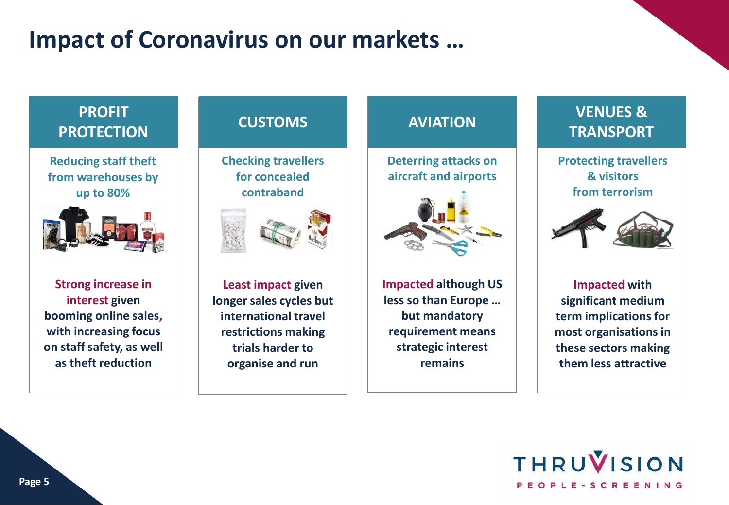# Impact of Coronavirus on our markets …

## PROFIT PROTECTION

**Reducing staff theft from warehouses by up to 80%**

**Strong increase in interest** given booming online sales, with increasing focus on staff safety, as well as theft reduction

## CUSTOMS

**Checking travellers for concealed contraband**

**Least impact** given longer sales cycles but international travel restrictions making trials harder to organise and run

## AVIATION

**Deterring attacks on aircraft and airports**

**Impacted** although US less so than Europe … but mandatory requirement means strategic interest remains

## VENUES & TRANSPORT

**Protecting travellers & visitors from terrorism**

**Impacted** with significant medium term implications for most organisations in these sectors making them less attractive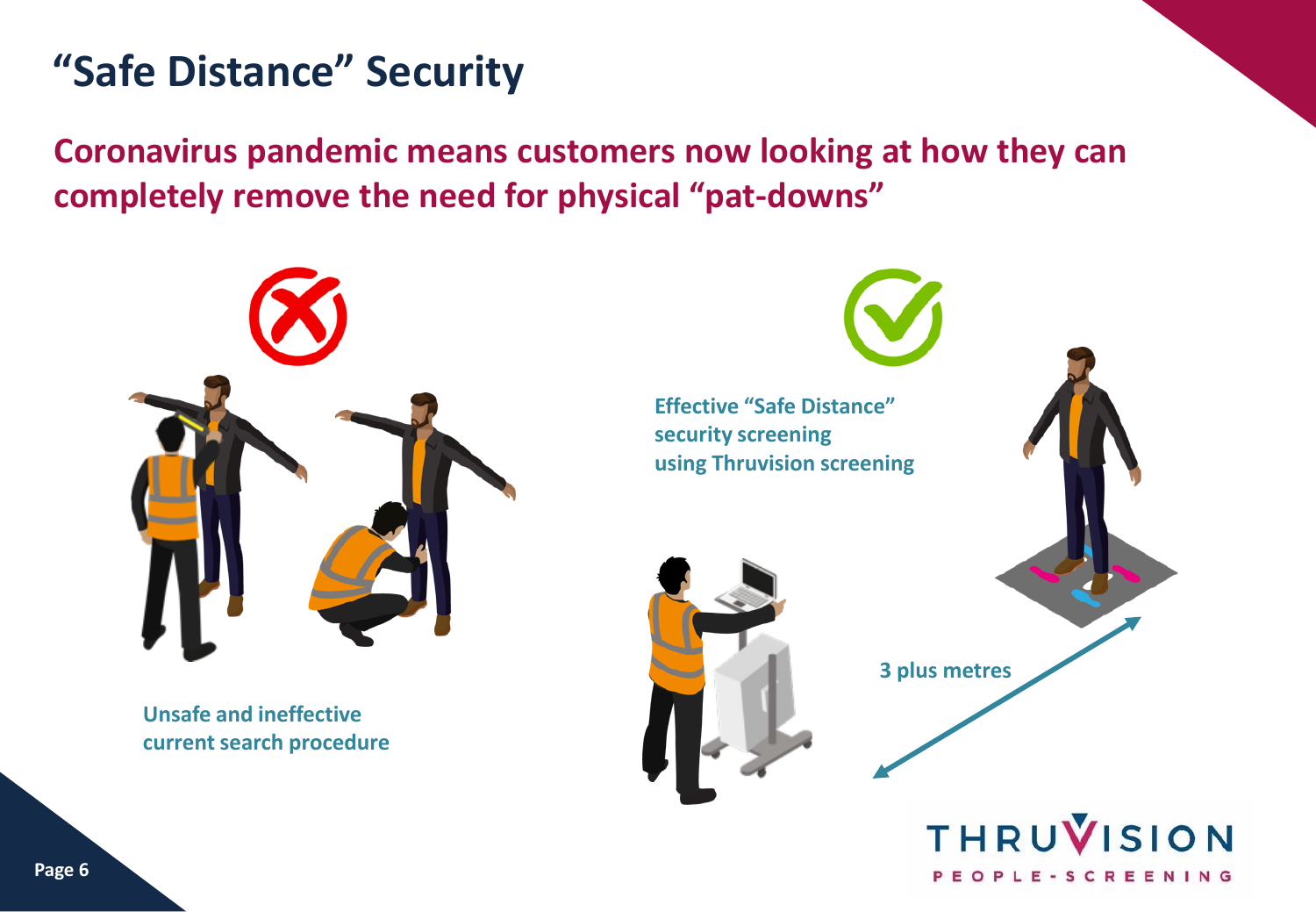# "Safe Distance" Security

**Coronavirus pandemic means customers now looking at how they can completely remove the need for physical "pat-downs"**

Unsafe and ineffective current search procedure

Effective "Safe Distance" security screening using Thruvision screening

3 plus metres

THRUVISION PEOPLE-SCREENING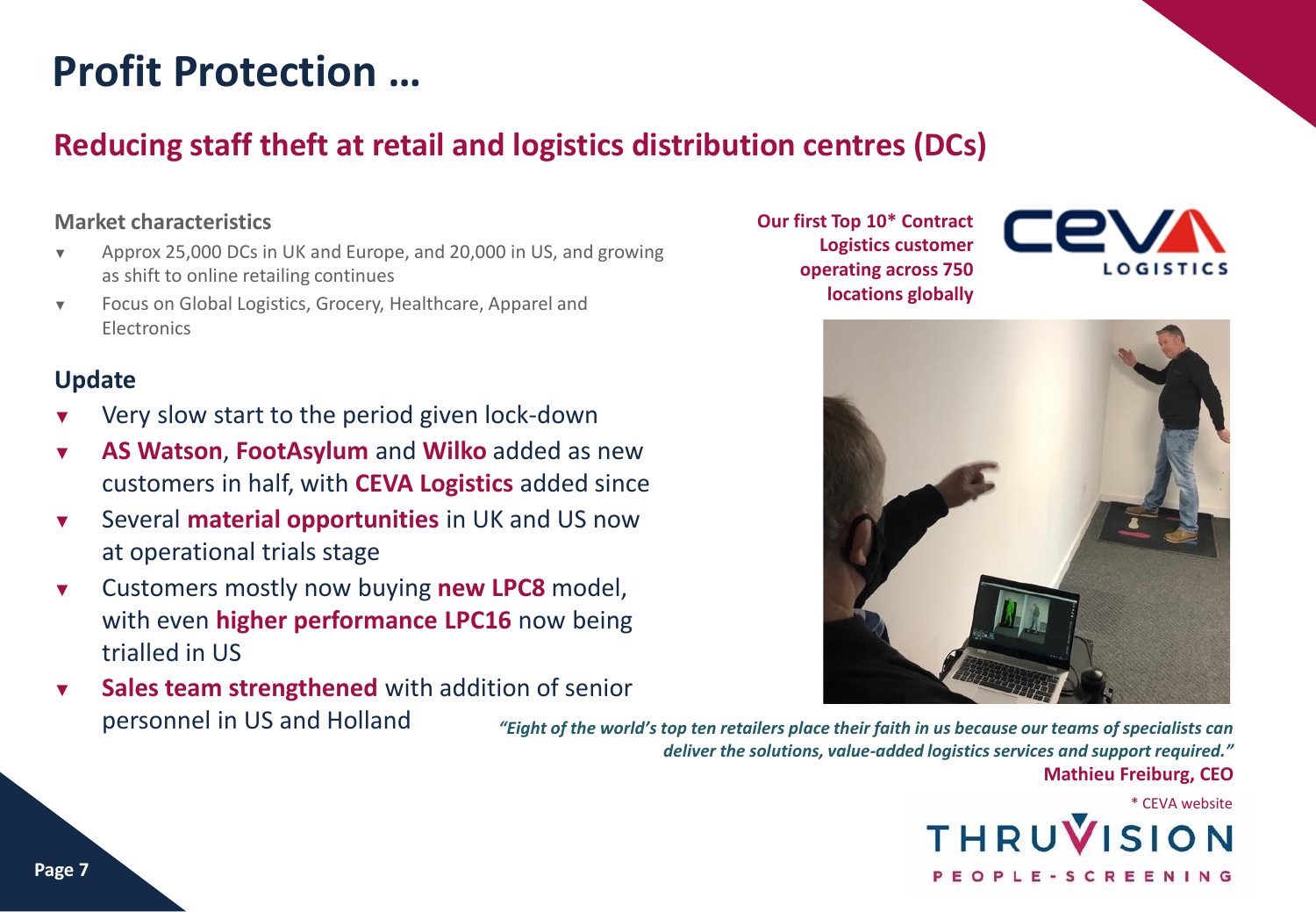# Profit Protection …

## Reducing staff theft at retail and logistics distribution centres (DCs)

### Market characteristics

- Approx 25,000 DCs in UK and Europe, and 20,000 in US, and growing as shift to online retailing continues
- Focus on Global Logistics, Grocery, Healthcare, Apparel and Electronics

### Update

- Very slow start to the period given lock-down
- **AS Watson**, **FootAsylum** and **Wilko** added as new customers in half, with **CEVA Logistics** added since
- Several **material opportunities** in UK and US now at operational trials stage
- Customers mostly now buying **new LPC8** model, with even **higher performance LPC16** now being trialled in US
- **Sales team strengthened** with addition of senior personnel in US and Holland

**Our first Top 10* Contract Logistics customer operating across 750 locations globally**

CEVA LOGISTICS

*"Eight of the world's top ten retailers place their faith in us because our teams of specialists can deliver the solutions, value-added logistics services and support required."*
**Mathieu Freiburg, CEO**

\* CEVA website

THRUVISION PEOPLE-SCREENING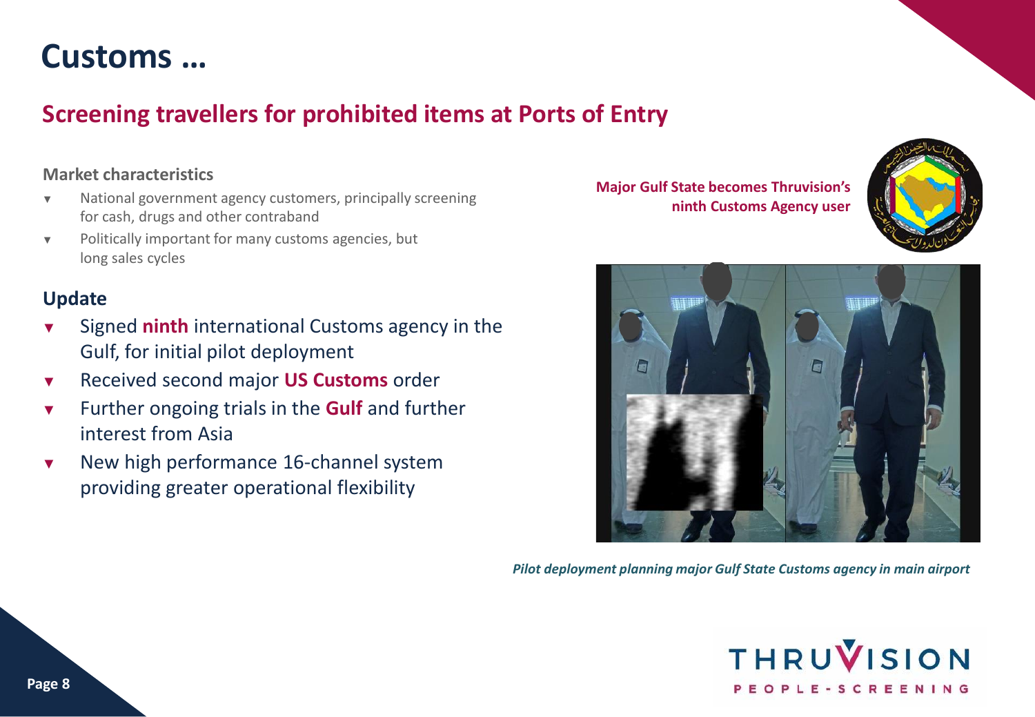# Customs …

## Screening travellers for prohibited items at Ports of Entry

### Market characteristics

- National government agency customers, principally screening for cash, drugs and other contraband
- Politically important for many customs agencies, but long sales cycles

### Update

- Signed **ninth** international Customs agency in the Gulf, for initial pilot deployment
- Received second major **US Customs** order
- Further ongoing trials in the **Gulf** and further interest from Asia
- New high performance 16-channel system providing greater operational flexibility

**Major Gulf State becomes Thruvision's ninth Customs Agency user**

*Pilot deployment planning major Gulf State Customs agency in main airport*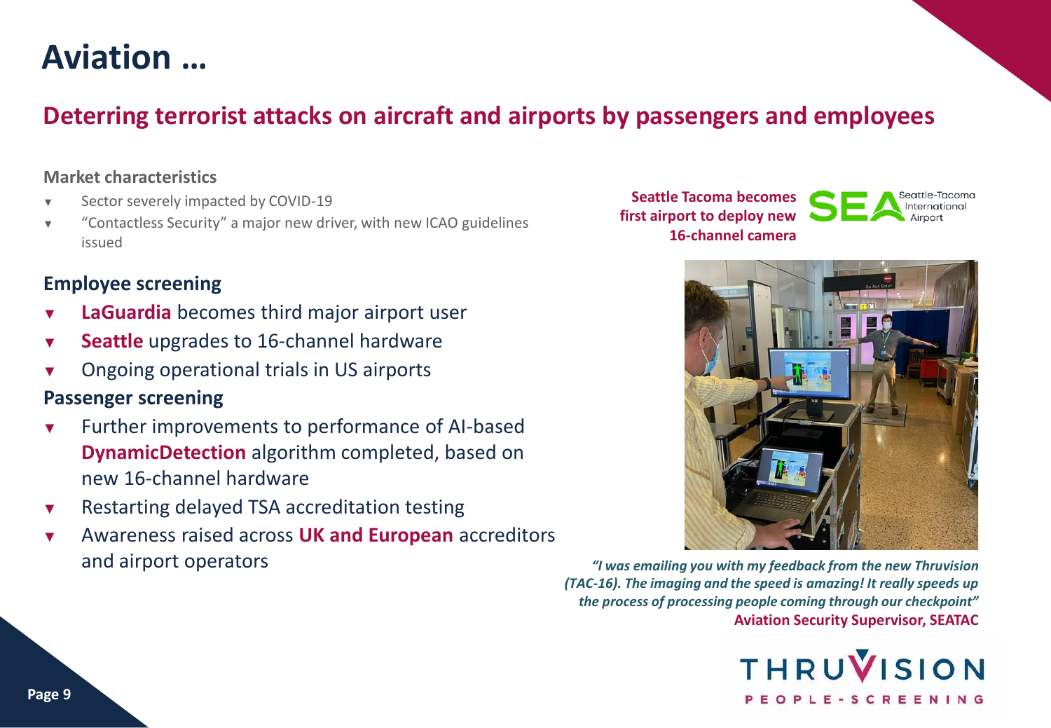# Aviation …

## Deterring terrorist attacks on aircraft and airports by passengers and employees

**Market characteristics**

- Sector severely impacted by COVID-19
- "Contactless Security" a major new driver, with new ICAO guidelines issued

### Employee screening

- **LaGuardia** becomes third major airport user
- **Seattle** upgrades to 16-channel hardware
- Ongoing operational trials in US airports

### Passenger screening

- Further improvements to performance of AI-based **DynamicDetection** algorithm completed, based on new 16-channel hardware
- Restarting delayed TSA accreditation testing
- Awareness raised across **UK and European** accreditors and airport operators

**Seattle Tacoma becomes first airport to deploy new 16-channel camera**

SEA Seattle-Tacoma International Airport

*"I was emailing you with my feedback from the new Thruvision (TAC-16). The imaging and the speed is amazing! It really speeds up the process of processing people coming through our checkpoint"*
**Aviation Security Supervisor, SEATAC**

THRUVISION PEOPLE-SCREENING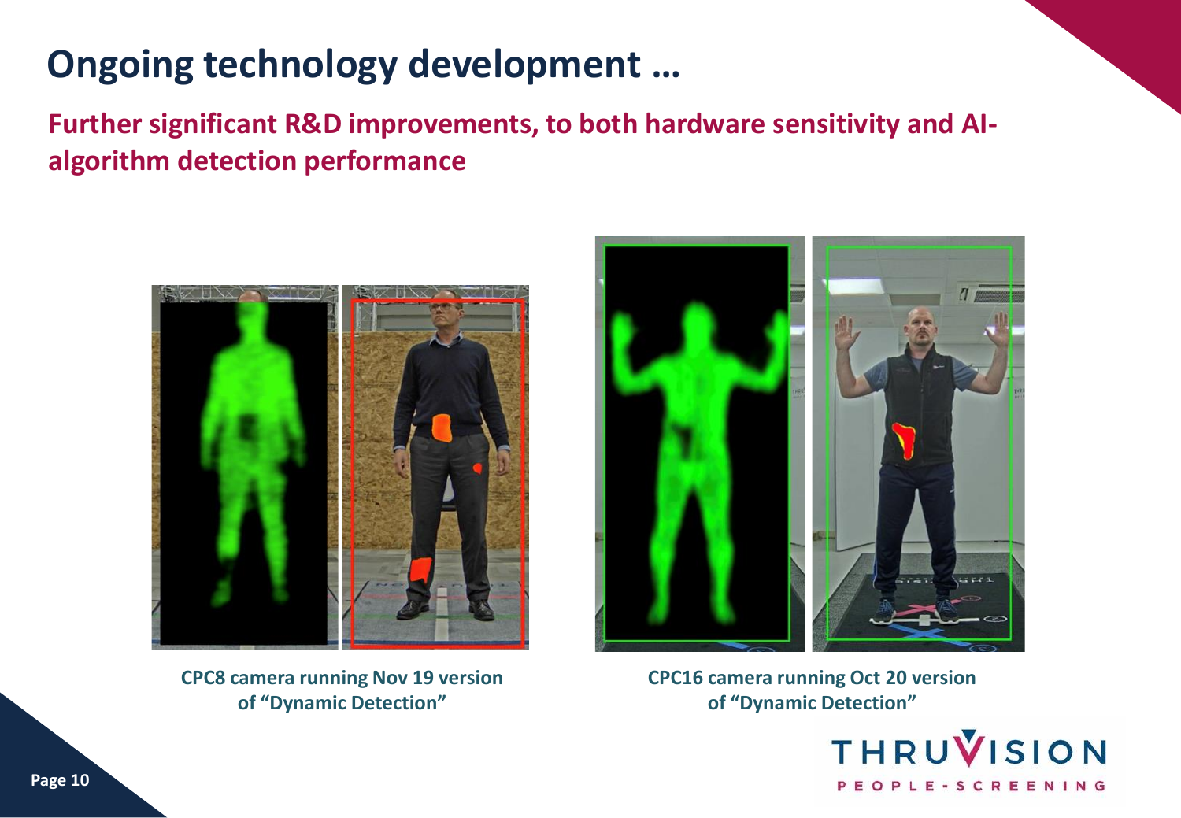# Ongoing technology development …

## Further significant R&D improvements, to both hardware sensitivity and AI-algorithm detection performance

**CPC8 camera running Nov 19 version of "Dynamic Detection"**

**CPC16 camera running Oct 20 version of "Dynamic Detection"**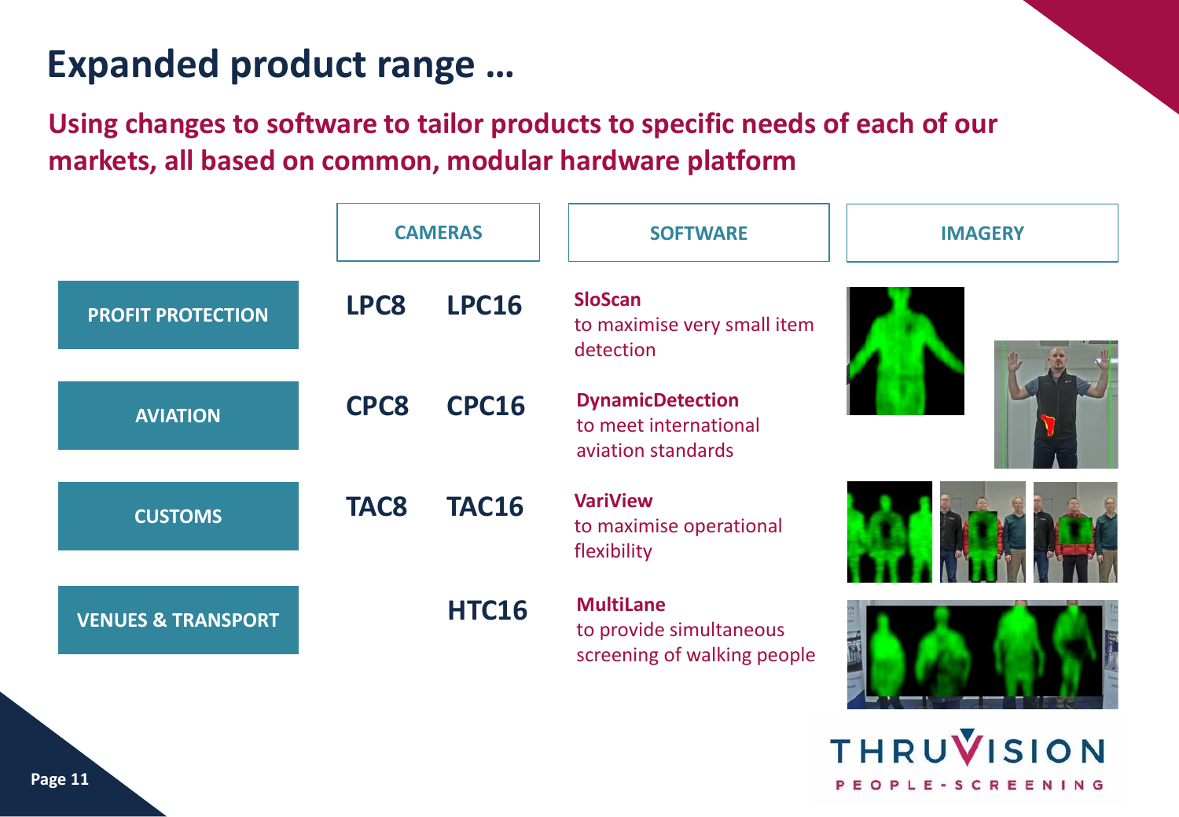# Expanded product range …

## Using changes to software to tailor products to specific needs of each of our markets, all based on common, modular hardware platform

| | CAMERAS | | SOFTWARE | IMAGERY |
|---|---|---|---|---|
| PROFIT PROTECTION | LPC8 | LPC16 | **SloScan** to maximise very small item detection | |
| AVIATION | CPC8 | CPC16 | **DynamicDetection** to meet international aviation standards | |
| CUSTOMS | TAC8 | TAC16 | **VariView** to maximise operational flexibility | |
| VENUES & TRANSPORT | | HTC16 | **MultiLane** to provide simultaneous screening of walking people | |

THRUVISION PEOPLE-SCREENING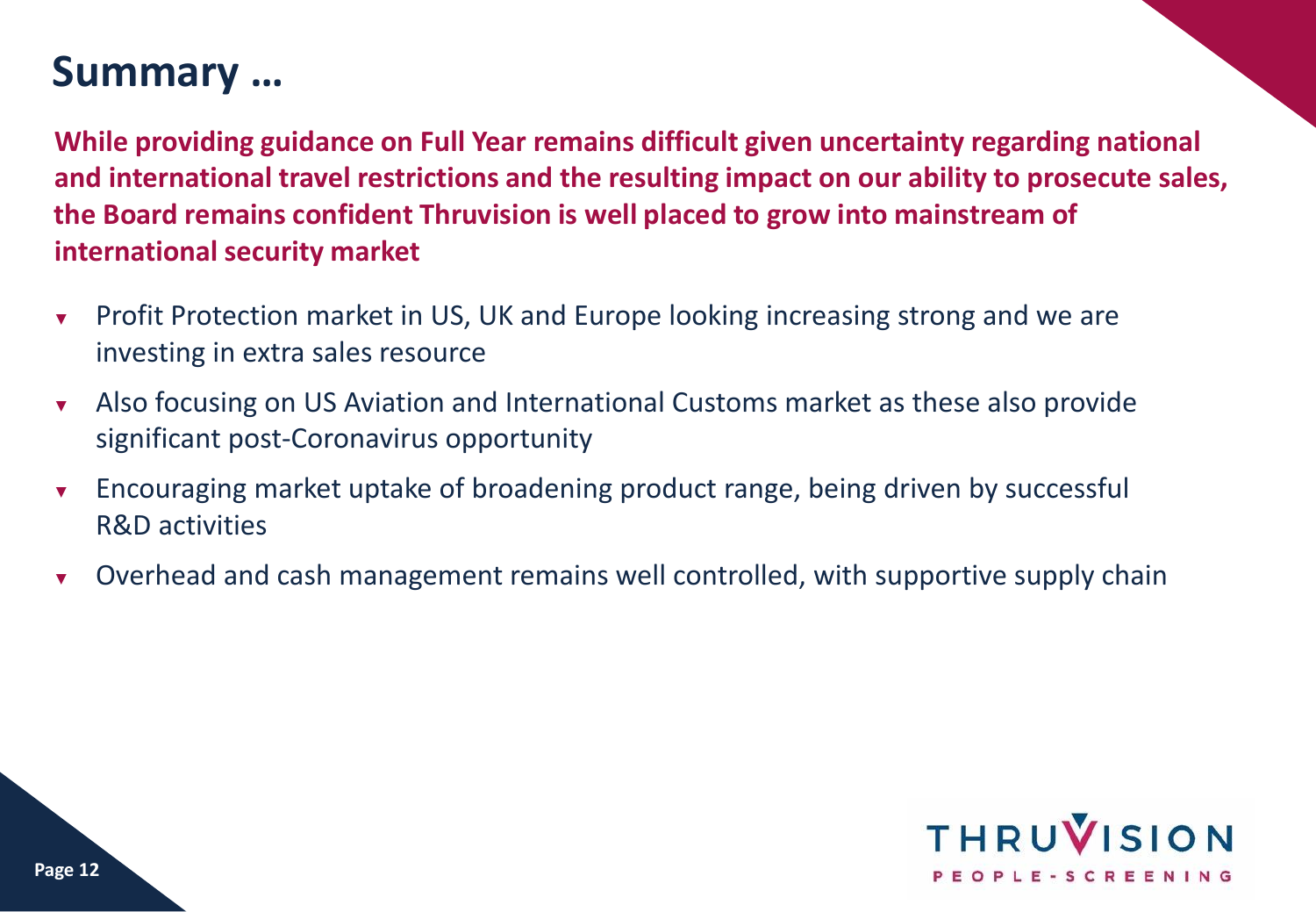# Summary …

**While providing guidance on Full Year remains difficult given uncertainty regarding national and international travel restrictions and the resulting impact on our ability to prosecute sales, the Board remains confident Thruvision is well placed to grow into mainstream of international security market**

- Profit Protection market in US, UK and Europe looking increasing strong and we are investing in extra sales resource
- Also focusing on US Aviation and International Customs market as these also provide significant post-Coronavirus opportunity
- Encouraging market uptake of broadening product range, being driven by successful R&D activities
- Overhead and cash management remains well controlled, with supportive supply chain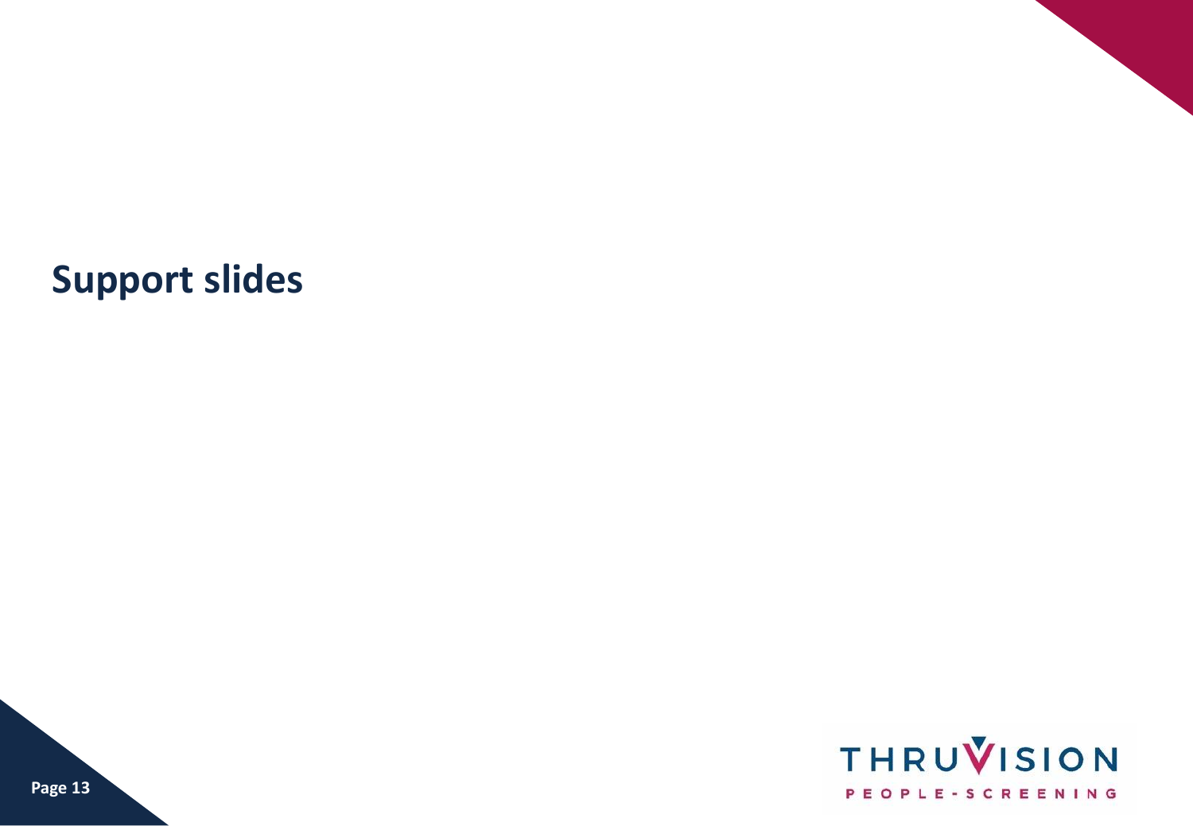# Support slides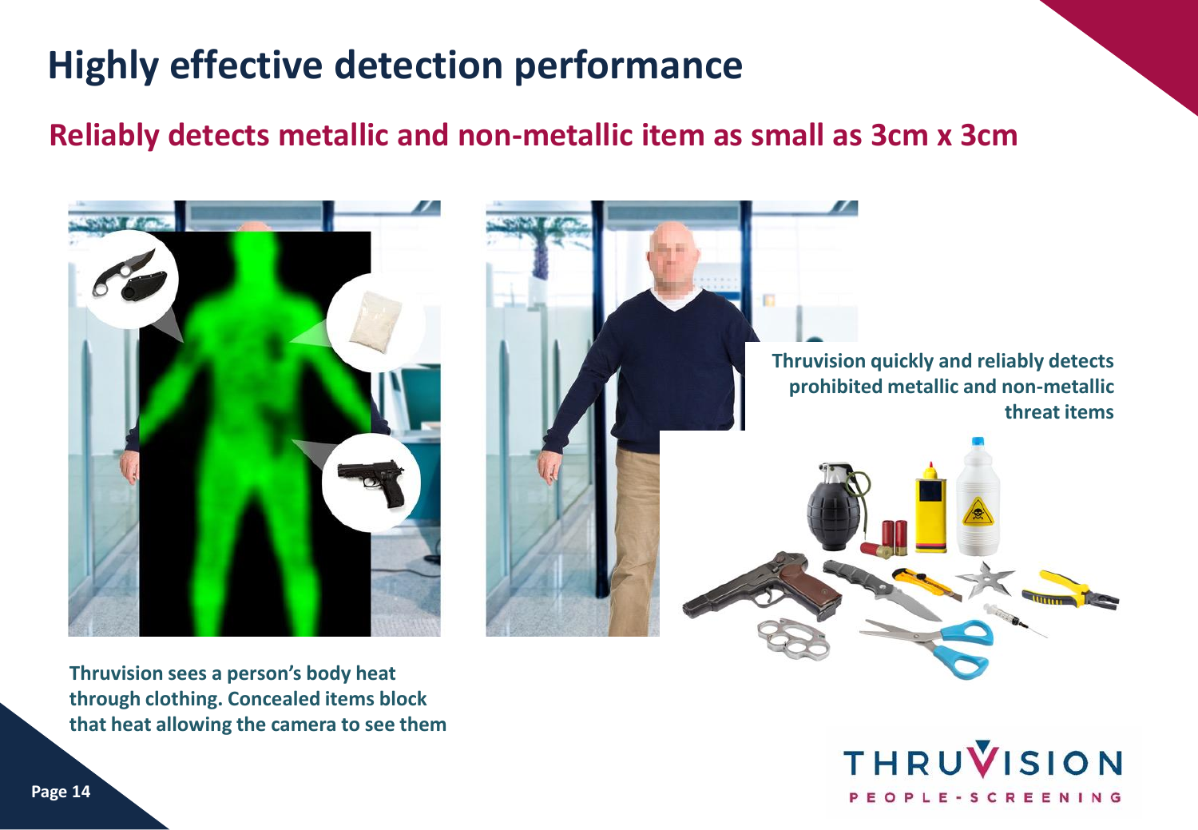# Highly effective detection performance

## Reliably detects metallic and non-metallic item as small as 3cm x 3cm

**Thruvision quickly and reliably detects prohibited metallic and non-metallic threat items**

**Thruvision sees a person's body heat through clothing. Concealed items block that heat allowing the camera to see them**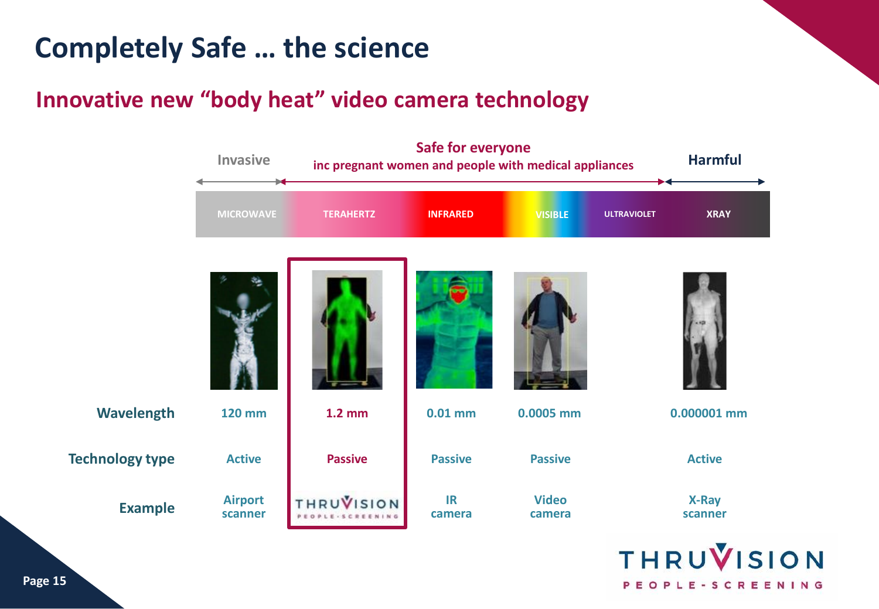# Completely Safe … the science

## Innovative new "body heat" video camera technology

| | Invasive | Safe for everyone inc pregnant women and people with medical appliances | | | | Harmful |
|---|---|---|---|---|---|---|
| | MICROWAVE | TERAHERTZ | INFRARED | VISIBLE | ULTRAVIOLET | XRAY |
| **Wavelength** | 120 mm | 1.2 mm | 0.01 mm | 0.0005 mm | | 0.000001 mm |
| **Technology type** | Active | Passive | Passive | Passive | | Active |
| **Example** | Airport scanner | THRUVISION PEOPLE-SCREENING | IR camera | Video camera | | X-Ray scanner |

THRUVISION PEOPLE-SCREENING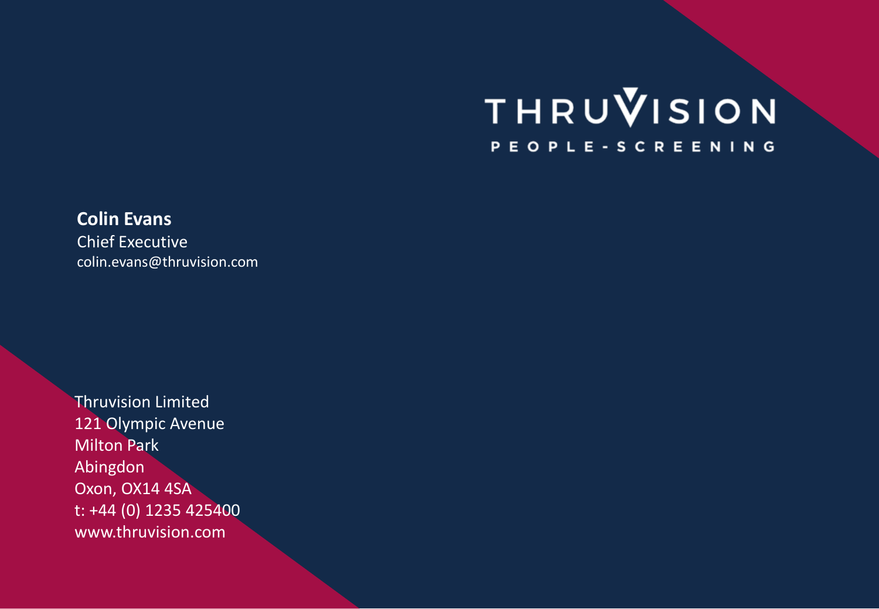THRUVISION

PEOPLE-SCREENING

**Colin Evans**
Chief Executive
colin.evans@thruvision.com

Thruvision Limited
121 Olympic Avenue
Milton Park
Abingdon
Oxon, OX14 4SA
t: +44 (0) 1235 425400
www.thruvision.com